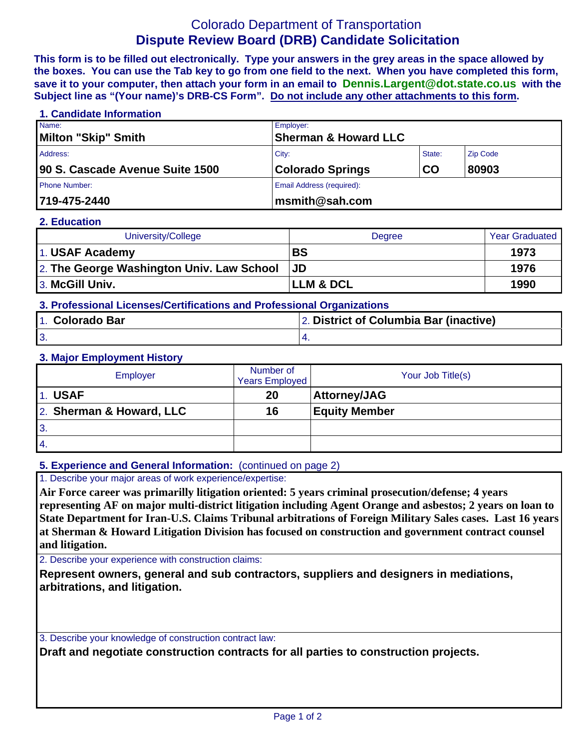# Colorado Department of Transportation
## Dispute Review Board (DRB) Candidate Solicitation

**This form is to be filled out electronically. Type your answers in the grey areas in the space allowed by the boxes. You can use the Tab key to go from one field to the next. When you have completed this form, save it to your computer, then attach your form in an email to Dennis.Largent@dot.state.co.us with the Subject line as "(Your name)'s DRB-CS Form". Do not include any other attachments to this form.**

### 1. Candidate Information

| Name: | Employer: | | |
|---|---|---|---|
| **Milton "Skip" Smith** | **Sherman & Howard LLC** | | |
| Address: | City: | State: | Zip Code |
| **90 S. Cascade Avenue Suite 1500** | **Colorado Springs** | **CO** | **80903** |
| Phone Number: | Email Address (required): | | |
| **719-475-2440** | **msmith@sah.com** | | |

### 2. Education

| University/College | Degree | Year Graduated |
|---|---|---|
| 1. **USAF Academy** | **BS** | **1973** |
| 2. **The George Washington Univ. Law School** | **JD** | **1976** |
| 3. **McGill Univ.** | **LLM & DCL** | **1990** |

### 3. Professional Licenses/Certifications and Professional Organizations

| | |
|---|---|
| 1. **Colorado Bar** | 2. **District of Columbia Bar (inactive)** |
| 3. | 4. |

### 3. Major Employment History

| Employer | Number of Years Employed | Your Job Title(s) |
|---|---|---|
| 1. **USAF** | **20** | **Attorney/JAG** |
| 2. **Sherman & Howard, LLC** | **16** | **Equity Member** |
| 3. | | |
| 4. | | |

### 5. Experience and General Information: (continued on page 2)

1. Describe your major areas of work experience/expertise:

**Air Force career was primarilly litigation oriented: 5 years criminal prosecution/defense; 4 years representing AF on major multi-district litigation including Agent Orange and asbestos; 2 years on loan to State Department for Iran-U.S. Claims Tribunal arbitrations of Foreign Military Sales cases. Last 16 years at Sherman & Howard Litigation Division has focused on construction and government contract counsel and litigation.**

2. Describe your experience with construction claims:

**Represent owners, general and sub contractors, suppliers and designers in mediations, arbitrations, and litigation.**

3. Describe your knowledge of construction contract law:

**Draft and negotiate construction contracts for all parties to construction projects.**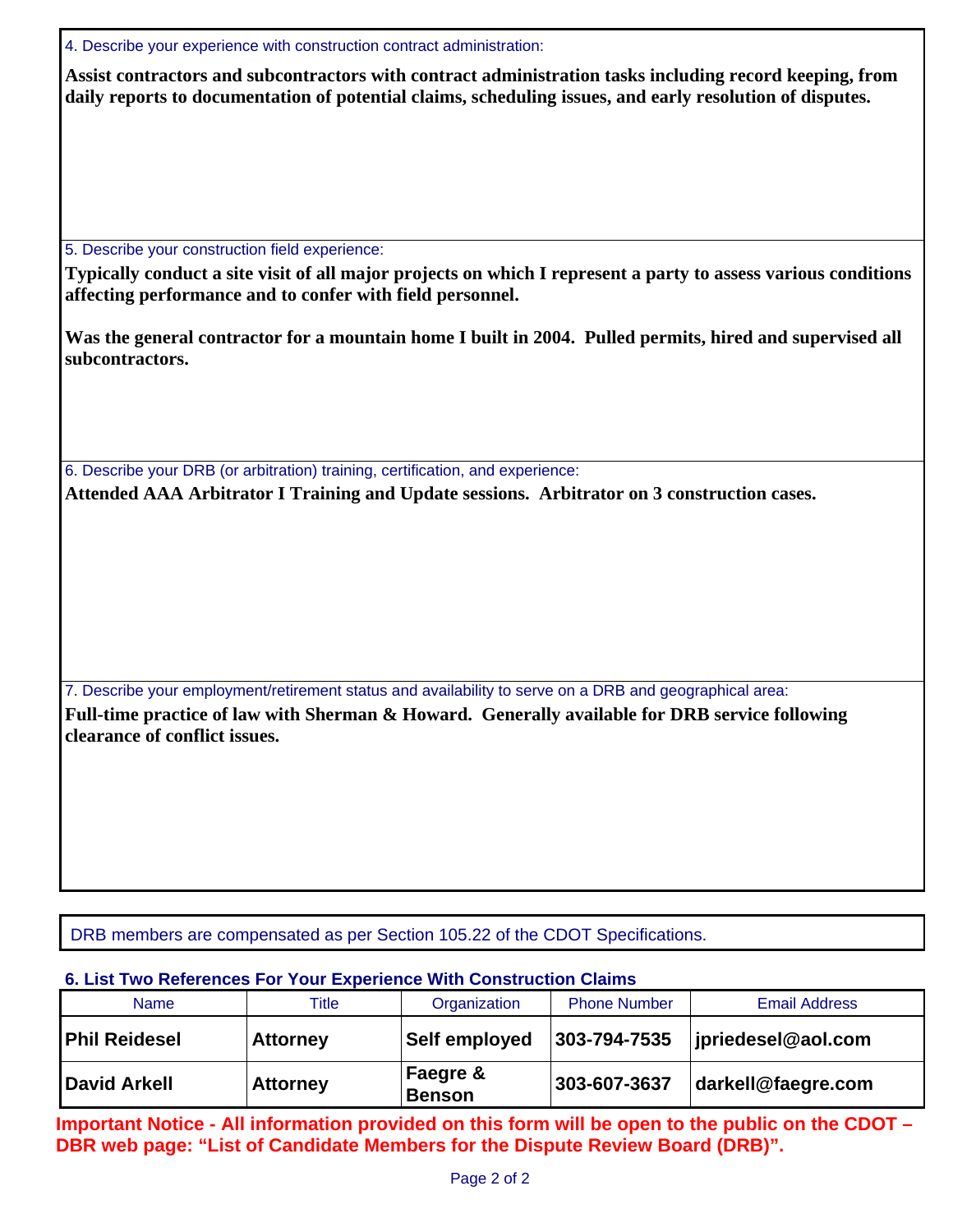4. Describe your experience with construction contract administration:

**Assist contractors and subcontractors with contract administration tasks including record keeping, from daily reports to documentation of potential claims, scheduling issues, and early resolution of disputes.**

5. Describe your construction field experience:

**Typically conduct a site visit of all major projects on which I represent a party to assess various conditions affecting performance and to confer with field personnel.**

**Was the general contractor for a mountain home I built in 2004. Pulled permits, hired and supervised all subcontractors.**

6. Describe your DRB (or arbitration) training, certification, and experience:

**Attended AAA Arbitrator I Training and Update sessions. Arbitrator on 3 construction cases.**

7. Describe your employment/retirement status and availability to serve on a DRB and geographical area:

**Full-time practice of law with Sherman & Howard. Generally available for DRB service following clearance of conflict issues.**

DRB members are compensated as per Section 105.22 of the CDOT Specifications.

### 6. List Two References For Your Experience With Construction Claims

| Name | Title | Organization | Phone Number | Email Address |
|---|---|---|---|---|
| **Phil Reidesel** | **Attorney** | **Self employed** | **303-794-7535** | **jpriedesel@aol.com** |
| **David Arkell** | **Attorney** | **Faegre & Benson** | **303-607-3637** | **darkell@faegre.com** |

**Important Notice - All information provided on this form will be open to the public on the CDOT – DBR web page: "List of Candidate Members for the Dispute Review Board (DRB)".**